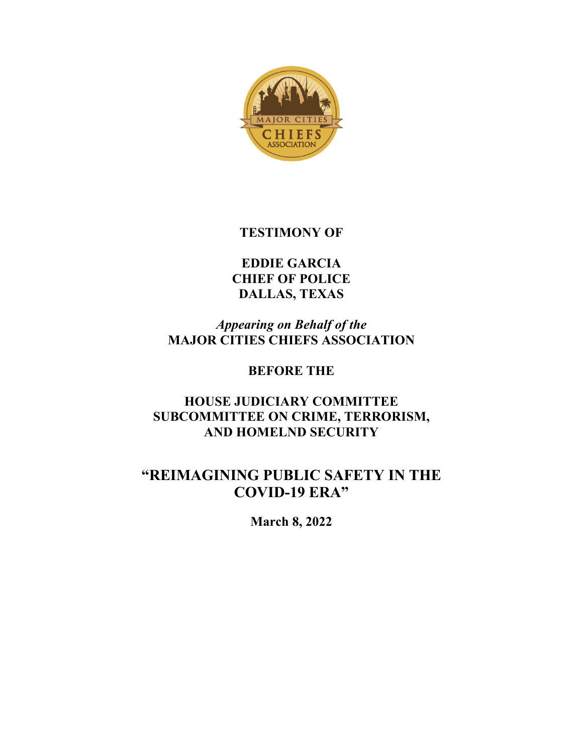**TESTIMONY OF**

**EDDIE GARCIA**
**CHIEF OF POLICE**
**DALLAS, TEXAS**

***Appearing on Behalf of the***
**MAJOR CITIES CHIEFS ASSOCIATION**

**BEFORE THE**

**HOUSE JUDICIARY COMMITTEE**
**SUBCOMMITTEE ON CRIME, TERRORISM, AND HOMELND SECURITY**

# "REIMAGINING PUBLIC SAFETY IN THE COVID-19 ERA"

**March 8, 2022**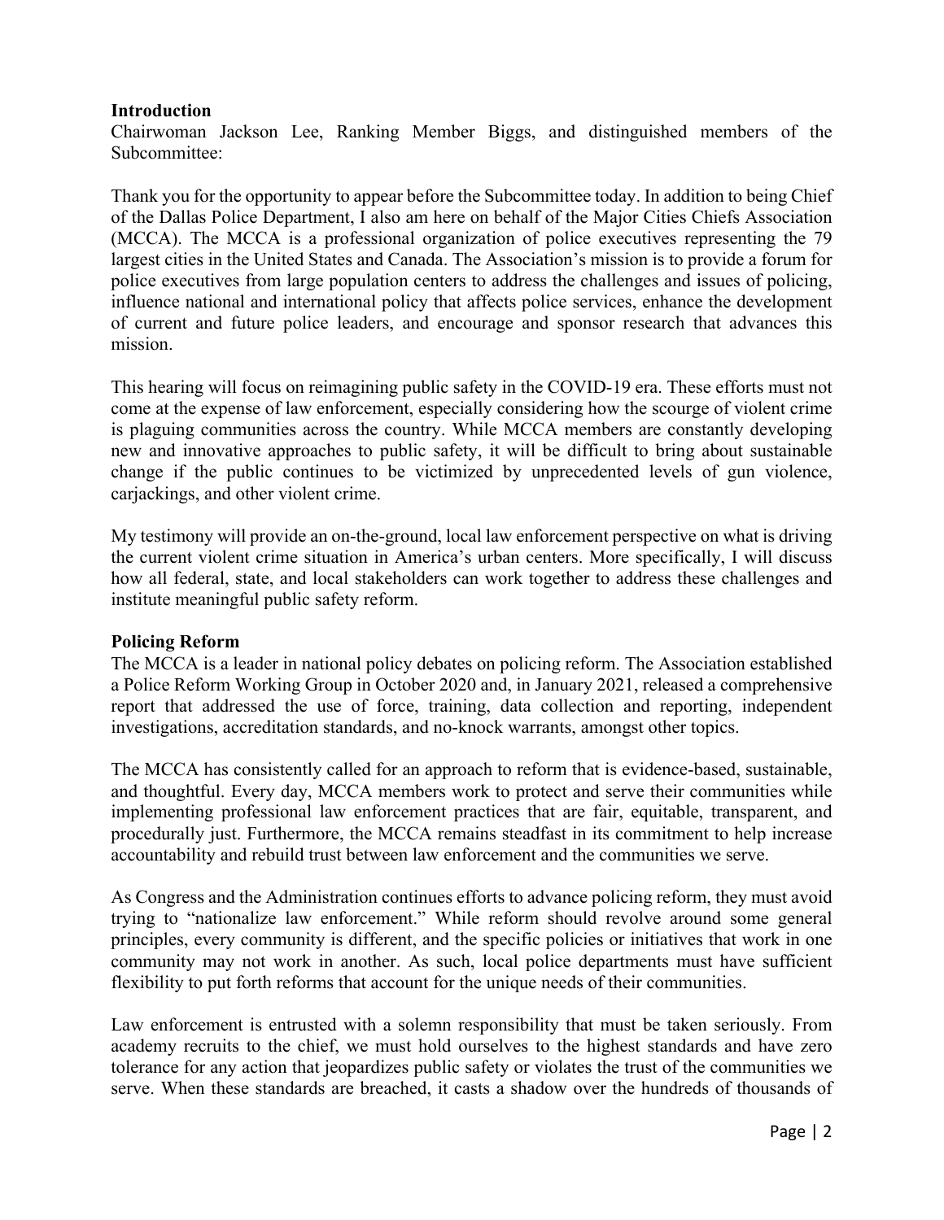**Introduction**

Chairwoman Jackson Lee, Ranking Member Biggs, and distinguished members of the Subcommittee:

Thank you for the opportunity to appear before the Subcommittee today. In addition to being Chief of the Dallas Police Department, I also am here on behalf of the Major Cities Chiefs Association (MCCA). The MCCA is a professional organization of police executives representing the 79 largest cities in the United States and Canada. The Association's mission is to provide a forum for police executives from large population centers to address the challenges and issues of policing, influence national and international policy that affects police services, enhance the development of current and future police leaders, and encourage and sponsor research that advances this mission.

This hearing will focus on reimagining public safety in the COVID-19 era. These efforts must not come at the expense of law enforcement, especially considering how the scourge of violent crime is plaguing communities across the country. While MCCA members are constantly developing new and innovative approaches to public safety, it will be difficult to bring about sustainable change if the public continues to be victimized by unprecedented levels of gun violence, carjackings, and other violent crime.

My testimony will provide an on-the-ground, local law enforcement perspective on what is driving the current violent crime situation in America's urban centers. More specifically, I will discuss how all federal, state, and local stakeholders can work together to address these challenges and institute meaningful public safety reform.

**Policing Reform**

The MCCA is a leader in national policy debates on policing reform. The Association established a Police Reform Working Group in October 2020 and, in January 2021, released a comprehensive report that addressed the use of force, training, data collection and reporting, independent investigations, accreditation standards, and no-knock warrants, amongst other topics.

The MCCA has consistently called for an approach to reform that is evidence-based, sustainable, and thoughtful. Every day, MCCA members work to protect and serve their communities while implementing professional law enforcement practices that are fair, equitable, transparent, and procedurally just. Furthermore, the MCCA remains steadfast in its commitment to help increase accountability and rebuild trust between law enforcement and the communities we serve.

As Congress and the Administration continues efforts to advance policing reform, they must avoid trying to "nationalize law enforcement." While reform should revolve around some general principles, every community is different, and the specific policies or initiatives that work in one community may not work in another. As such, local police departments must have sufficient flexibility to put forth reforms that account for the unique needs of their communities.

Law enforcement is entrusted with a solemn responsibility that must be taken seriously. From academy recruits to the chief, we must hold ourselves to the highest standards and have zero tolerance for any action that jeopardizes public safety or violates the trust of the communities we serve. When these standards are breached, it casts a shadow over the hundreds of thousands of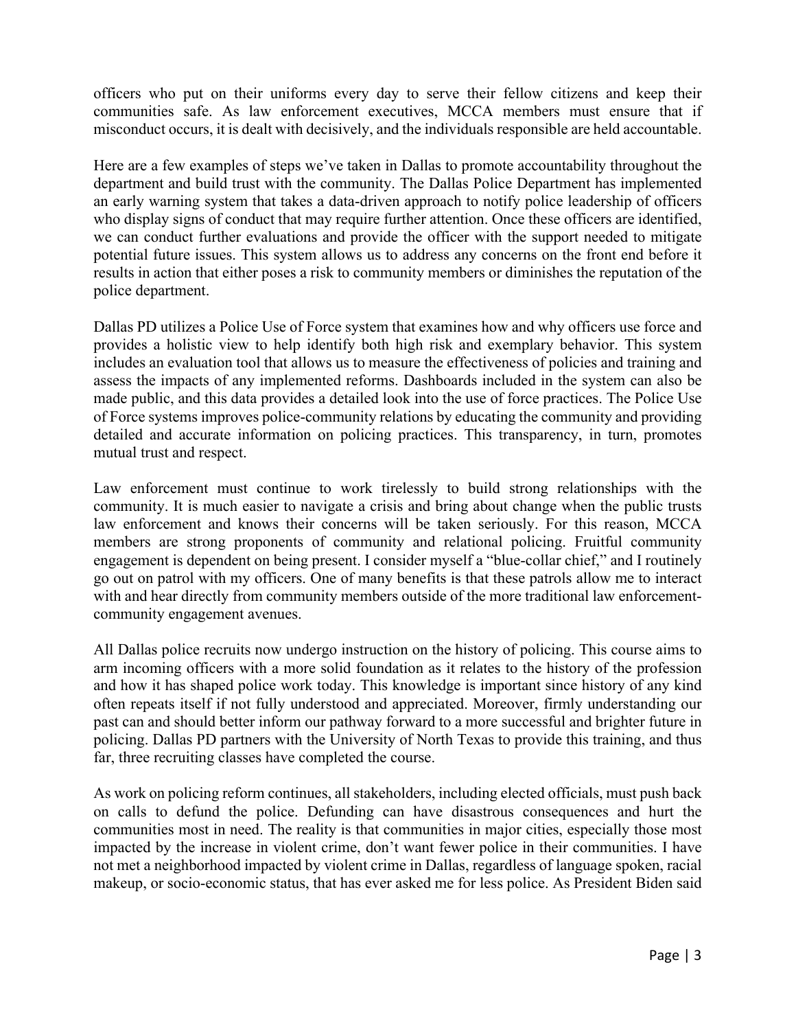officers who put on their uniforms every day to serve their fellow citizens and keep their communities safe. As law enforcement executives, MCCA members must ensure that if misconduct occurs, it is dealt with decisively, and the individuals responsible are held accountable.

Here are a few examples of steps we've taken in Dallas to promote accountability throughout the department and build trust with the community. The Dallas Police Department has implemented an early warning system that takes a data-driven approach to notify police leadership of officers who display signs of conduct that may require further attention. Once these officers are identified, we can conduct further evaluations and provide the officer with the support needed to mitigate potential future issues. This system allows us to address any concerns on the front end before it results in action that either poses a risk to community members or diminishes the reputation of the police department.

Dallas PD utilizes a Police Use of Force system that examines how and why officers use force and provides a holistic view to help identify both high risk and exemplary behavior. This system includes an evaluation tool that allows us to measure the effectiveness of policies and training and assess the impacts of any implemented reforms. Dashboards included in the system can also be made public, and this data provides a detailed look into the use of force practices. The Police Use of Force systems improves police-community relations by educating the community and providing detailed and accurate information on policing practices. This transparency, in turn, promotes mutual trust and respect.

Law enforcement must continue to work tirelessly to build strong relationships with the community. It is much easier to navigate a crisis and bring about change when the public trusts law enforcement and knows their concerns will be taken seriously. For this reason, MCCA members are strong proponents of community and relational policing. Fruitful community engagement is dependent on being present. I consider myself a "blue-collar chief," and I routinely go out on patrol with my officers. One of many benefits is that these patrols allow me to interact with and hear directly from community members outside of the more traditional law enforcement-community engagement avenues.

All Dallas police recruits now undergo instruction on the history of policing. This course aims to arm incoming officers with a more solid foundation as it relates to the history of the profession and how it has shaped police work today. This knowledge is important since history of any kind often repeats itself if not fully understood and appreciated. Moreover, firmly understanding our past can and should better inform our pathway forward to a more successful and brighter future in policing. Dallas PD partners with the University of North Texas to provide this training, and thus far, three recruiting classes have completed the course.

As work on policing reform continues, all stakeholders, including elected officials, must push back on calls to defund the police. Defunding can have disastrous consequences and hurt the communities most in need. The reality is that communities in major cities, especially those most impacted by the increase in violent crime, don't want fewer police in their communities. I have not met a neighborhood impacted by violent crime in Dallas, regardless of language spoken, racial makeup, or socio-economic status, that has ever asked me for less police. As President Biden said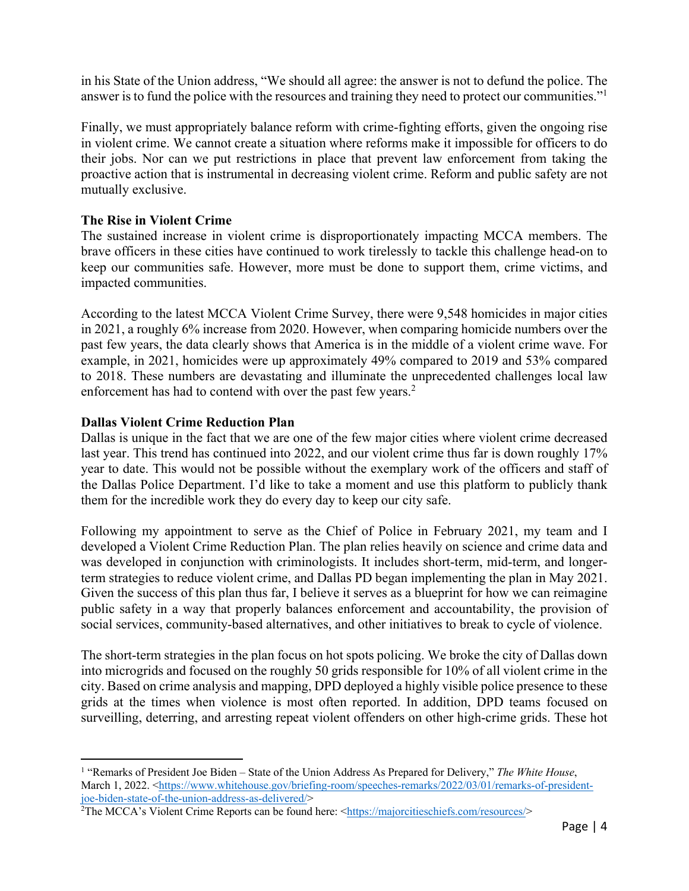in his State of the Union address, "We should all agree: the answer is not to defund the police. The answer is to fund the police with the resources and training they need to protect our communities."[1]

Finally, we must appropriately balance reform with crime-fighting efforts, given the ongoing rise in violent crime. We cannot create a situation where reforms make it impossible for officers to do their jobs. Nor can we put restrictions in place that prevent law enforcement from taking the proactive action that is instrumental in decreasing violent crime. Reform and public safety are not mutually exclusive.

**The Rise in Violent Crime**

The sustained increase in violent crime is disproportionately impacting MCCA members. The brave officers in these cities have continued to work tirelessly to tackle this challenge head-on to keep our communities safe. However, more must be done to support them, crime victims, and impacted communities.

According to the latest MCCA Violent Crime Survey, there were 9,548 homicides in major cities in 2021, a roughly 6% increase from 2020. However, when comparing homicide numbers over the past few years, the data clearly shows that America is in the middle of a violent crime wave. For example, in 2021, homicides were up approximately 49% compared to 2019 and 53% compared to 2018. These numbers are devastating and illuminate the unprecedented challenges local law enforcement has had to contend with over the past few years.[2]

**Dallas Violent Crime Reduction Plan**

Dallas is unique in the fact that we are one of the few major cities where violent crime decreased last year. This trend has continued into 2022, and our violent crime thus far is down roughly 17% year to date. This would not be possible without the exemplary work of the officers and staff of the Dallas Police Department. I'd like to take a moment and use this platform to publicly thank them for the incredible work they do every day to keep our city safe.

Following my appointment to serve as the Chief of Police in February 2021, my team and I developed a Violent Crime Reduction Plan. The plan relies heavily on science and crime data and was developed in conjunction with criminologists. It includes short-term, mid-term, and longer-term strategies to reduce violent crime, and Dallas PD began implementing the plan in May 2021. Given the success of this plan thus far, I believe it serves as a blueprint for how we can reimagine public safety in a way that properly balances enforcement and accountability, the provision of social services, community-based alternatives, and other initiatives to break to cycle of violence.

The short-term strategies in the plan focus on hot spots policing. We broke the city of Dallas down into microgrids and focused on the roughly 50 grids responsible for 10% of all violent crime in the city. Based on crime analysis and mapping, DPD deployed a highly visible police presence to these grids at the times when violence is most often reported. In addition, DPD teams focused on surveilling, deterring, and arresting repeat violent offenders on other high-crime grids. These hot

---

[1] "Remarks of President Joe Biden – State of the Union Address As Prepared for Delivery," *The White House*, March 1, 2022. <https://www.whitehouse.gov/briefing-room/speeches-remarks/2022/03/01/remarks-of-president-joe-biden-state-of-the-union-address-as-delivered/>

[2] The MCCA's Violent Crime Reports can be found here: <https://majorcitieschiefs.com/resources/>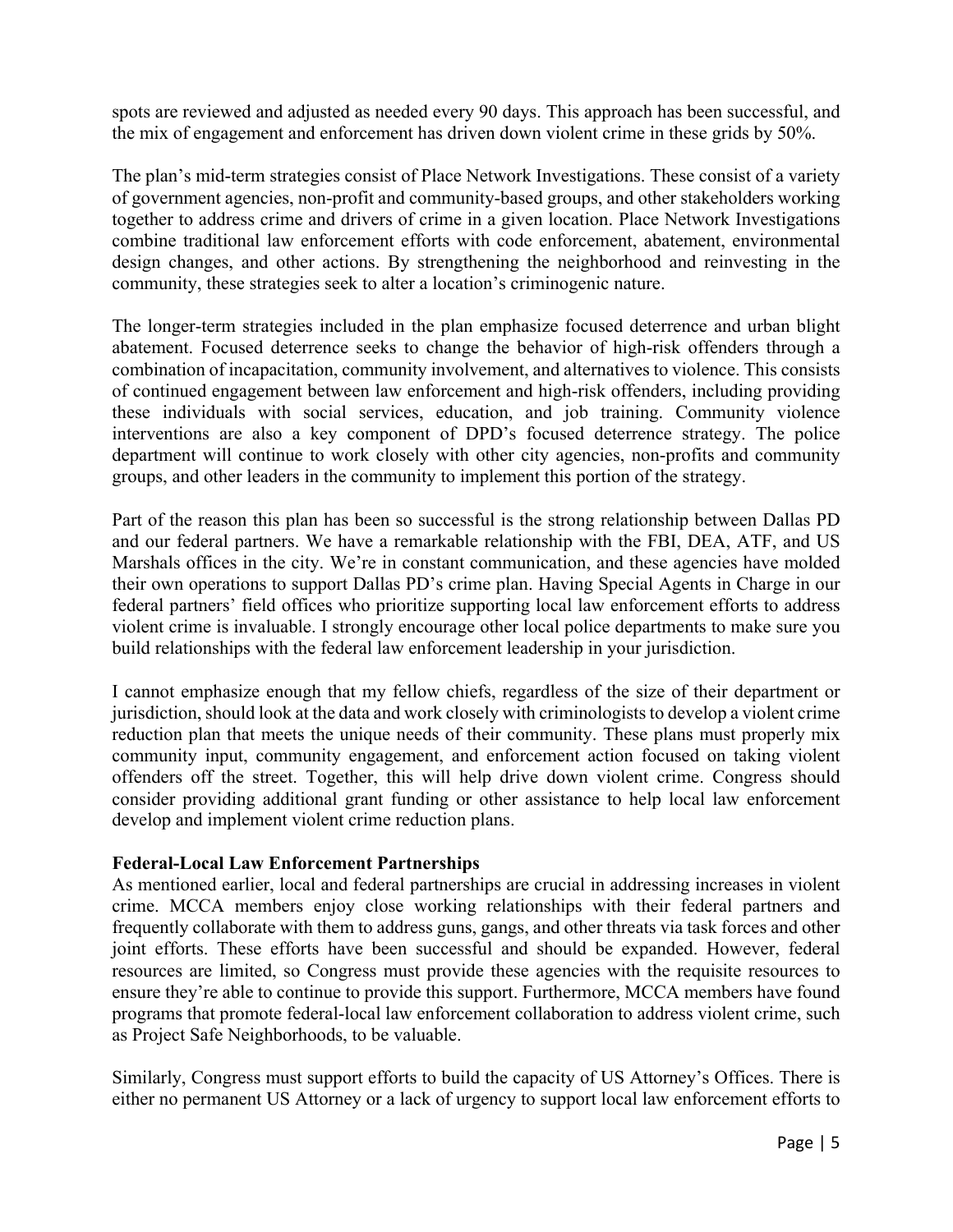spots are reviewed and adjusted as needed every 90 days. This approach has been successful, and the mix of engagement and enforcement has driven down violent crime in these grids by 50%.

The plan's mid-term strategies consist of Place Network Investigations. These consist of a variety of government agencies, non-profit and community-based groups, and other stakeholders working together to address crime and drivers of crime in a given location. Place Network Investigations combine traditional law enforcement efforts with code enforcement, abatement, environmental design changes, and other actions. By strengthening the neighborhood and reinvesting in the community, these strategies seek to alter a location's criminogenic nature.

The longer-term strategies included in the plan emphasize focused deterrence and urban blight abatement. Focused deterrence seeks to change the behavior of high-risk offenders through a combination of incapacitation, community involvement, and alternatives to violence. This consists of continued engagement between law enforcement and high-risk offenders, including providing these individuals with social services, education, and job training. Community violence interventions are also a key component of DPD's focused deterrence strategy. The police department will continue to work closely with other city agencies, non-profits and community groups, and other leaders in the community to implement this portion of the strategy.

Part of the reason this plan has been so successful is the strong relationship between Dallas PD and our federal partners. We have a remarkable relationship with the FBI, DEA, ATF, and US Marshals offices in the city. We're in constant communication, and these agencies have molded their own operations to support Dallas PD's crime plan. Having Special Agents in Charge in our federal partners' field offices who prioritize supporting local law enforcement efforts to address violent crime is invaluable. I strongly encourage other local police departments to make sure you build relationships with the federal law enforcement leadership in your jurisdiction.

I cannot emphasize enough that my fellow chiefs, regardless of the size of their department or jurisdiction, should look at the data and work closely with criminologists to develop a violent crime reduction plan that meets the unique needs of their community. These plans must properly mix community input, community engagement, and enforcement action focused on taking violent offenders off the street. Together, this will help drive down violent crime. Congress should consider providing additional grant funding or other assistance to help local law enforcement develop and implement violent crime reduction plans.

**Federal-Local Law Enforcement Partnerships**

As mentioned earlier, local and federal partnerships are crucial in addressing increases in violent crime. MCCA members enjoy close working relationships with their federal partners and frequently collaborate with them to address guns, gangs, and other threats via task forces and other joint efforts. These efforts have been successful and should be expanded. However, federal resources are limited, so Congress must provide these agencies with the requisite resources to ensure they're able to continue to provide this support. Furthermore, MCCA members have found programs that promote federal-local law enforcement collaboration to address violent crime, such as Project Safe Neighborhoods, to be valuable.

Similarly, Congress must support efforts to build the capacity of US Attorney's Offices. There is either no permanent US Attorney or a lack of urgency to support local law enforcement efforts to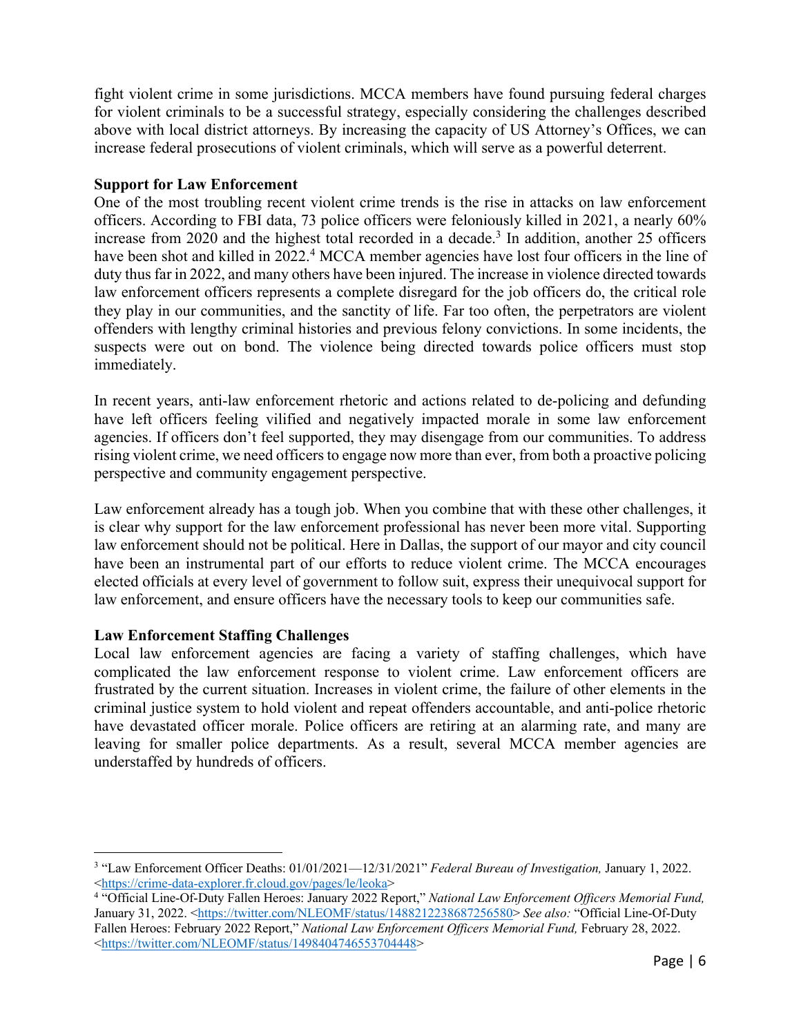fight violent crime in some jurisdictions. MCCA members have found pursuing federal charges for violent criminals to be a successful strategy, especially considering the challenges described above with local district attorneys. By increasing the capacity of US Attorney's Offices, we can increase federal prosecutions of violent criminals, which will serve as a powerful deterrent.

**Support for Law Enforcement**

One of the most troubling recent violent crime trends is the rise in attacks on law enforcement officers. According to FBI data, 73 police officers were feloniously killed in 2021, a nearly 60% increase from 2020 and the highest total recorded in a decade.[3] In addition, another 25 officers have been shot and killed in 2022.[4] MCCA member agencies have lost four officers in the line of duty thus far in 2022, and many others have been injured. The increase in violence directed towards law enforcement officers represents a complete disregard for the job officers do, the critical role they play in our communities, and the sanctity of life. Far too often, the perpetrators are violent offenders with lengthy criminal histories and previous felony convictions. In some incidents, the suspects were out on bond. The violence being directed towards police officers must stop immediately.

In recent years, anti-law enforcement rhetoric and actions related to de-policing and defunding have left officers feeling vilified and negatively impacted morale in some law enforcement agencies. If officers don't feel supported, they may disengage from our communities. To address rising violent crime, we need officers to engage now more than ever, from both a proactive policing perspective and community engagement perspective.

Law enforcement already has a tough job. When you combine that with these other challenges, it is clear why support for the law enforcement professional has never been more vital. Supporting law enforcement should not be political. Here in Dallas, the support of our mayor and city council have been an instrumental part of our efforts to reduce violent crime. The MCCA encourages elected officials at every level of government to follow suit, express their unequivocal support for law enforcement, and ensure officers have the necessary tools to keep our communities safe.

**Law Enforcement Staffing Challenges**

Local law enforcement agencies are facing a variety of staffing challenges, which have complicated the law enforcement response to violent crime. Law enforcement officers are frustrated by the current situation. Increases in violent crime, the failure of other elements in the criminal justice system to hold violent and repeat offenders accountable, and anti-police rhetoric have devastated officer morale. Police officers are retiring at an alarming rate, and many are leaving for smaller police departments. As a result, several MCCA member agencies are understaffed by hundreds of officers.

---

[3] "Law Enforcement Officer Deaths: 01/01/2021—12/31/2021" *Federal Bureau of Investigation,* January 1, 2022. <https://crime-data-explorer.fr.cloud.gov/pages/le/leoka>

[4] "Official Line-Of-Duty Fallen Heroes: January 2022 Report," *National Law Enforcement Officers Memorial Fund,* January 31, 2022. <https://twitter.com/NLEOMF/status/1488212238687256580> *See also:* "Official Line-Of-Duty Fallen Heroes: February 2022 Report," *National Law Enforcement Officers Memorial Fund,* February 28, 2022. <https://twitter.com/NLEOMF/status/1498404746553704448>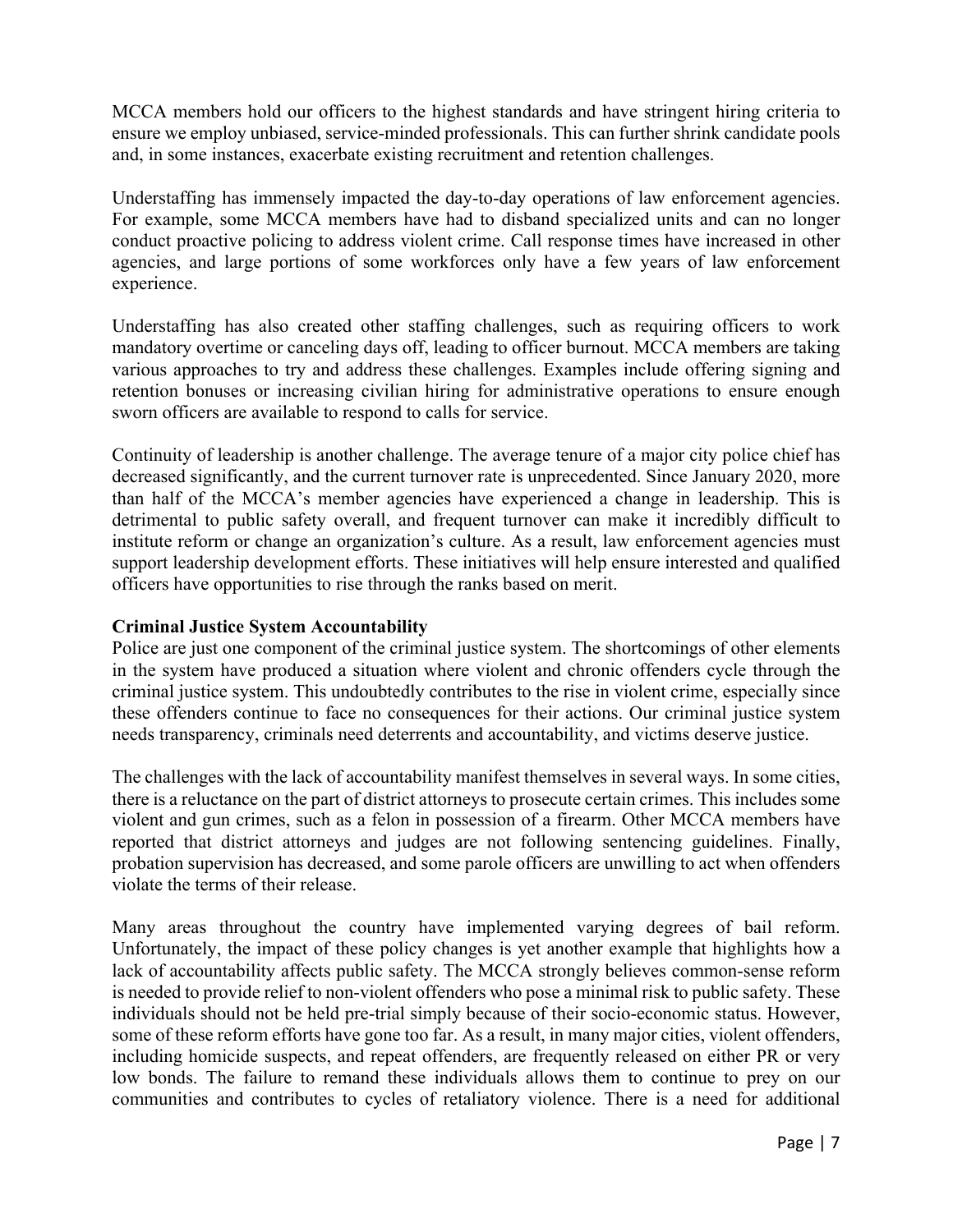MCCA members hold our officers to the highest standards and have stringent hiring criteria to ensure we employ unbiased, service-minded professionals. This can further shrink candidate pools and, in some instances, exacerbate existing recruitment and retention challenges.

Understaffing has immensely impacted the day-to-day operations of law enforcement agencies. For example, some MCCA members have had to disband specialized units and can no longer conduct proactive policing to address violent crime. Call response times have increased in other agencies, and large portions of some workforces only have a few years of law enforcement experience.

Understaffing has also created other staffing challenges, such as requiring officers to work mandatory overtime or canceling days off, leading to officer burnout. MCCA members are taking various approaches to try and address these challenges. Examples include offering signing and retention bonuses or increasing civilian hiring for administrative operations to ensure enough sworn officers are available to respond to calls for service.

Continuity of leadership is another challenge. The average tenure of a major city police chief has decreased significantly, and the current turnover rate is unprecedented. Since January 2020, more than half of the MCCA's member agencies have experienced a change in leadership. This is detrimental to public safety overall, and frequent turnover can make it incredibly difficult to institute reform or change an organization's culture. As a result, law enforcement agencies must support leadership development efforts. These initiatives will help ensure interested and qualified officers have opportunities to rise through the ranks based on merit.

**Criminal Justice System Accountability**

Police are just one component of the criminal justice system. The shortcomings of other elements in the system have produced a situation where violent and chronic offenders cycle through the criminal justice system. This undoubtedly contributes to the rise in violent crime, especially since these offenders continue to face no consequences for their actions. Our criminal justice system needs transparency, criminals need deterrents and accountability, and victims deserve justice.

The challenges with the lack of accountability manifest themselves in several ways. In some cities, there is a reluctance on the part of district attorneys to prosecute certain crimes. This includes some violent and gun crimes, such as a felon in possession of a firearm. Other MCCA members have reported that district attorneys and judges are not following sentencing guidelines. Finally, probation supervision has decreased, and some parole officers are unwilling to act when offenders violate the terms of their release.

Many areas throughout the country have implemented varying degrees of bail reform. Unfortunately, the impact of these policy changes is yet another example that highlights how a lack of accountability affects public safety. The MCCA strongly believes common-sense reform is needed to provide relief to non-violent offenders who pose a minimal risk to public safety. These individuals should not be held pre-trial simply because of their socio-economic status. However, some of these reform efforts have gone too far. As a result, in many major cities, violent offenders, including homicide suspects, and repeat offenders, are frequently released on either PR or very low bonds. The failure to remand these individuals allows them to continue to prey on our communities and contributes to cycles of retaliatory violence. There is a need for additional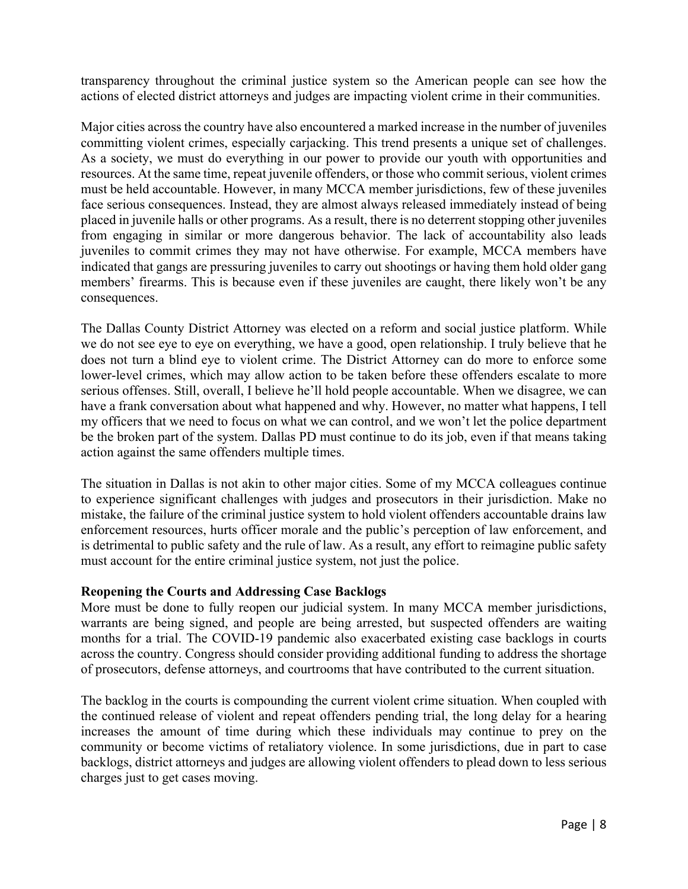transparency throughout the criminal justice system so the American people can see how the actions of elected district attorneys and judges are impacting violent crime in their communities.

Major cities across the country have also encountered a marked increase in the number of juveniles committing violent crimes, especially carjacking. This trend presents a unique set of challenges. As a society, we must do everything in our power to provide our youth with opportunities and resources. At the same time, repeat juvenile offenders, or those who commit serious, violent crimes must be held accountable. However, in many MCCA member jurisdictions, few of these juveniles face serious consequences. Instead, they are almost always released immediately instead of being placed in juvenile halls or other programs. As a result, there is no deterrent stopping other juveniles from engaging in similar or more dangerous behavior. The lack of accountability also leads juveniles to commit crimes they may not have otherwise. For example, MCCA members have indicated that gangs are pressuring juveniles to carry out shootings or having them hold older gang members' firearms. This is because even if these juveniles are caught, there likely won't be any consequences.

The Dallas County District Attorney was elected on a reform and social justice platform. While we do not see eye to eye on everything, we have a good, open relationship. I truly believe that he does not turn a blind eye to violent crime. The District Attorney can do more to enforce some lower-level crimes, which may allow action to be taken before these offenders escalate to more serious offenses. Still, overall, I believe he'll hold people accountable. When we disagree, we can have a frank conversation about what happened and why. However, no matter what happens, I tell my officers that we need to focus on what we can control, and we won't let the police department be the broken part of the system. Dallas PD must continue to do its job, even if that means taking action against the same offenders multiple times.

The situation in Dallas is not akin to other major cities. Some of my MCCA colleagues continue to experience significant challenges with judges and prosecutors in their jurisdiction. Make no mistake, the failure of the criminal justice system to hold violent offenders accountable drains law enforcement resources, hurts officer morale and the public's perception of law enforcement, and is detrimental to public safety and the rule of law. As a result, any effort to reimagine public safety must account for the entire criminal justice system, not just the police.

**Reopening the Courts and Addressing Case Backlogs**

More must be done to fully reopen our judicial system. In many MCCA member jurisdictions, warrants are being signed, and people are being arrested, but suspected offenders are waiting months for a trial. The COVID-19 pandemic also exacerbated existing case backlogs in courts across the country. Congress should consider providing additional funding to address the shortage of prosecutors, defense attorneys, and courtrooms that have contributed to the current situation.

The backlog in the courts is compounding the current violent crime situation. When coupled with the continued release of violent and repeat offenders pending trial, the long delay for a hearing increases the amount of time during which these individuals may continue to prey on the community or become victims of retaliatory violence. In some jurisdictions, due in part to case backlogs, district attorneys and judges are allowing violent offenders to plead down to less serious charges just to get cases moving.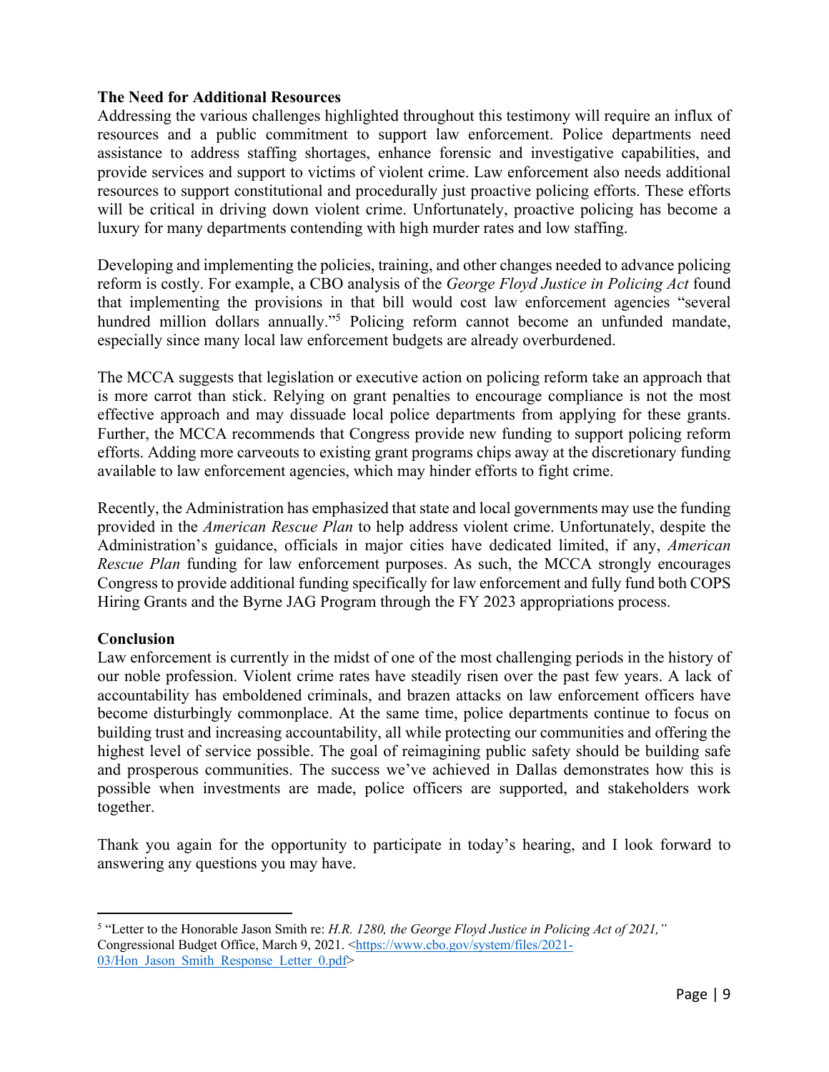**The Need for Additional Resources**

Addressing the various challenges highlighted throughout this testimony will require an influx of resources and a public commitment to support law enforcement. Police departments need assistance to address staffing shortages, enhance forensic and investigative capabilities, and provide services and support to victims of violent crime. Law enforcement also needs additional resources to support constitutional and procedurally just proactive policing efforts. These efforts will be critical in driving down violent crime. Unfortunately, proactive policing has become a luxury for many departments contending with high murder rates and low staffing.

Developing and implementing the policies, training, and other changes needed to advance policing reform is costly. For example, a CBO analysis of the *George Floyd Justice in Policing Act* found that implementing the provisions in that bill would cost law enforcement agencies "several hundred million dollars annually."[5] Policing reform cannot become an unfunded mandate, especially since many local law enforcement budgets are already overburdened.

The MCCA suggests that legislation or executive action on policing reform take an approach that is more carrot than stick. Relying on grant penalties to encourage compliance is not the most effective approach and may dissuade local police departments from applying for these grants. Further, the MCCA recommends that Congress provide new funding to support policing reform efforts. Adding more carveouts to existing grant programs chips away at the discretionary funding available to law enforcement agencies, which may hinder efforts to fight crime.

Recently, the Administration has emphasized that state and local governments may use the funding provided in the *American Rescue Plan* to help address violent crime. Unfortunately, despite the Administration's guidance, officials in major cities have dedicated limited, if any, *American Rescue Plan* funding for law enforcement purposes. As such, the MCCA strongly encourages Congress to provide additional funding specifically for law enforcement and fully fund both COPS Hiring Grants and the Byrne JAG Program through the FY 2023 appropriations process.

**Conclusion**

Law enforcement is currently in the midst of one of the most challenging periods in the history of our noble profession. Violent crime rates have steadily risen over the past few years. A lack of accountability has emboldened criminals, and brazen attacks on law enforcement officers have become disturbingly commonplace. At the same time, police departments continue to focus on building trust and increasing accountability, all while protecting our communities and offering the highest level of service possible. The goal of reimagining public safety should be building safe and prosperous communities. The success we've achieved in Dallas demonstrates how this is possible when investments are made, police officers are supported, and stakeholders work together.

Thank you again for the opportunity to participate in today's hearing, and I look forward to answering any questions you may have.

---

[5] "Letter to the Honorable Jason Smith re: *H.R. 1280, the George Floyd Justice in Policing Act of 2021,"* Congressional Budget Office, March 9, 2021. <https://www.cbo.gov/system/files/2021-03/Hon_Jason_Smith_Response_Letter_0.pdf>